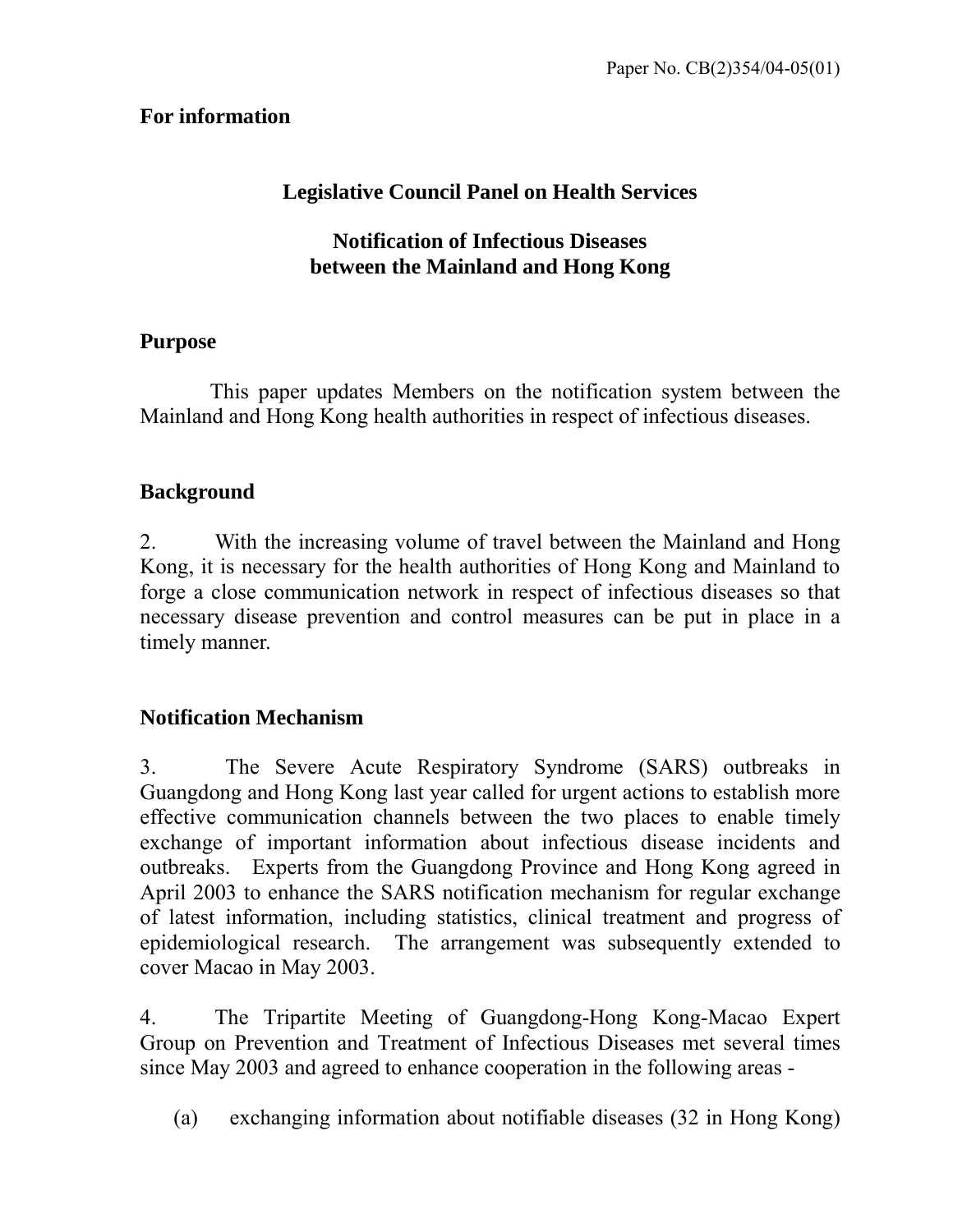Paper No. CB(2)354/04-05(01)

**For information**

## Legislative Council Panel on Health Services

## Notification of Infectious Diseases between the Mainland and Hong Kong

### Purpose

This paper updates Members on the notification system between the Mainland and Hong Kong health authorities in respect of infectious diseases.

### Background

2. With the increasing volume of travel between the Mainland and Hong Kong, it is necessary for the health authorities of Hong Kong and Mainland to forge a close communication network in respect of infectious diseases so that necessary disease prevention and control measures can be put in place in a timely manner.

### Notification Mechanism

3. The Severe Acute Respiratory Syndrome (SARS) outbreaks in Guangdong and Hong Kong last year called for urgent actions to establish more effective communication channels between the two places to enable timely exchange of important information about infectious disease incidents and outbreaks. Experts from the Guangdong Province and Hong Kong agreed in April 2003 to enhance the SARS notification mechanism for regular exchange of latest information, including statistics, clinical treatment and progress of epidemiological research. The arrangement was subsequently extended to cover Macao in May 2003.

4. The Tripartite Meeting of Guangdong-Hong Kong-Macao Expert Group on Prevention and Treatment of Infectious Diseases met several times since May 2003 and agreed to enhance cooperation in the following areas -

(a) exchanging information about notifiable diseases (32 in Hong Kong)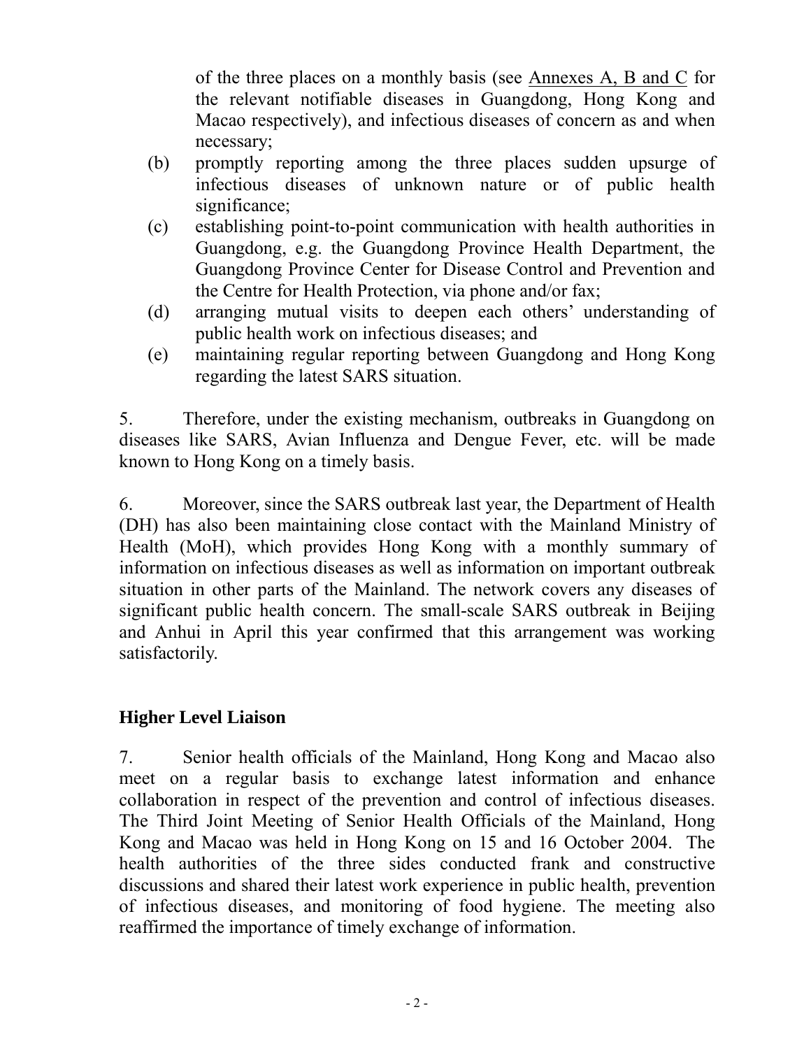of the three places on a monthly basis (see Annexes A, B and C for the relevant notifiable diseases in Guangdong, Hong Kong and Macao respectively), and infectious diseases of concern as and when necessary;

(b) promptly reporting among the three places sudden upsurge of infectious diseases of unknown nature or of public health significance;

(c) establishing point-to-point communication with health authorities in Guangdong, e.g. the Guangdong Province Health Department, the Guangdong Province Center for Disease Control and Prevention and the Centre for Health Protection, via phone and/or fax;

(d) arranging mutual visits to deepen each others' understanding of public health work on infectious diseases; and

(e) maintaining regular reporting between Guangdong and Hong Kong regarding the latest SARS situation.

5. Therefore, under the existing mechanism, outbreaks in Guangdong on diseases like SARS, Avian Influenza and Dengue Fever, etc. will be made known to Hong Kong on a timely basis.

6. Moreover, since the SARS outbreak last year, the Department of Health (DH) has also been maintaining close contact with the Mainland Ministry of Health (MoH), which provides Hong Kong with a monthly summary of information on infectious diseases as well as information on important outbreak situation in other parts of the Mainland. The network covers any diseases of significant public health concern. The small-scale SARS outbreak in Beijing and Anhui in April this year confirmed that this arrangement was working satisfactorily.

**Higher Level Liaison**

7. Senior health officials of the Mainland, Hong Kong and Macao also meet on a regular basis to exchange latest information and enhance collaboration in respect of the prevention and control of infectious diseases. The Third Joint Meeting of Senior Health Officials of the Mainland, Hong Kong and Macao was held in Hong Kong on 15 and 16 October 2004. The health authorities of the three sides conducted frank and constructive discussions and shared their latest work experience in public health, prevention of infectious diseases, and monitoring of food hygiene. The meeting also reaffirmed the importance of timely exchange of information.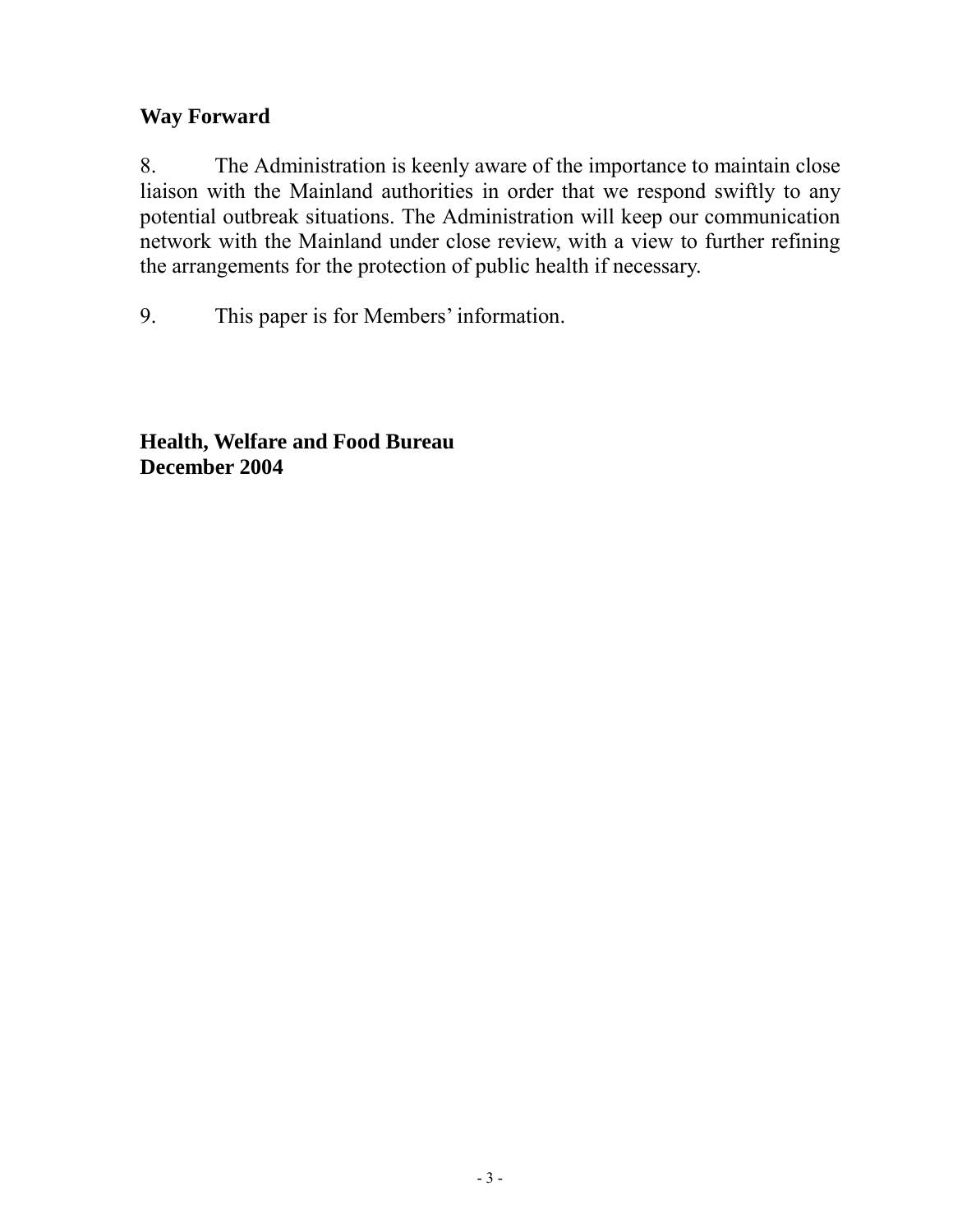## Way Forward

8. The Administration is keenly aware of the importance to maintain close liaison with the Mainland authorities in order that we respond swiftly to any potential outbreak situations. The Administration will keep our communication network with the Mainland under close review, with a view to further refining the arrangements for the protection of public health if necessary.

9. This paper is for Members' information.

**Health, Welfare and Food Bureau**
**December 2004**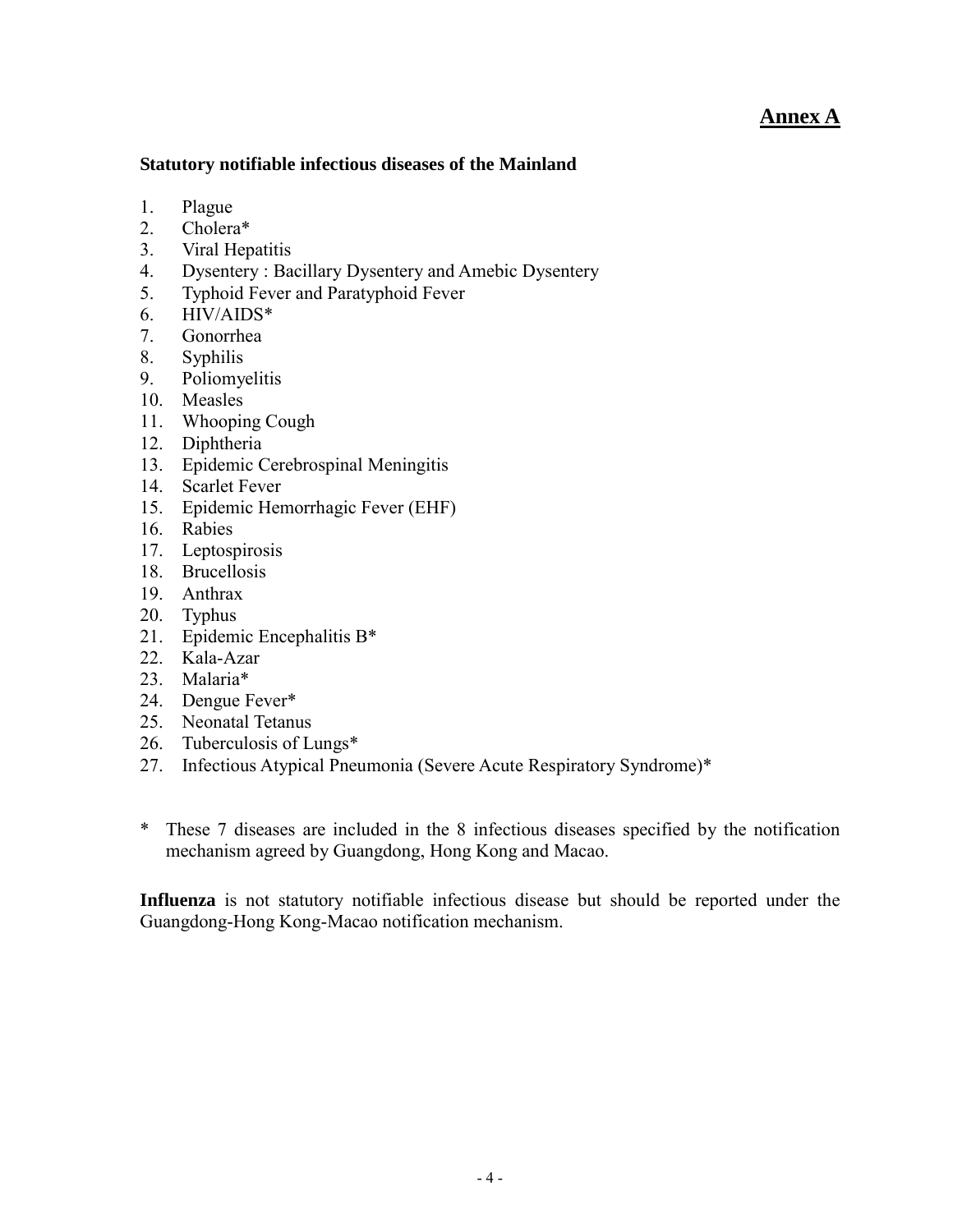**Annex A**

**Statutory notifiable infectious diseases of the Mainland**

1. Plague
2. Cholera*
3. Viral Hepatitis
4. Dysentery : Bacillary Dysentery and Amebic Dysentery
5. Typhoid Fever and Paratyphoid Fever
6. HIV/AIDS*
7. Gonorrhea
8. Syphilis
9. Poliomyelitis
10. Measles
11. Whooping Cough
12. Diphtheria
13. Epidemic Cerebrospinal Meningitis
14. Scarlet Fever
15. Epidemic Hemorrhagic Fever (EHF)
16. Rabies
17. Leptospirosis
18. Brucellosis
19. Anthrax
20. Typhus
21. Epidemic Encephalitis B*
22. Kala-Azar
23. Malaria*
24. Dengue Fever*
25. Neonatal Tetanus
26. Tuberculosis of Lungs*
27. Infectious Atypical Pneumonia (Severe Acute Respiratory Syndrome)*

\* These 7 diseases are included in the 8 infectious diseases specified by the notification mechanism agreed by Guangdong, Hong Kong and Macao.

**Influenza** is not statutory notifiable infectious disease but should be reported under the Guangdong-Hong Kong-Macao notification mechanism.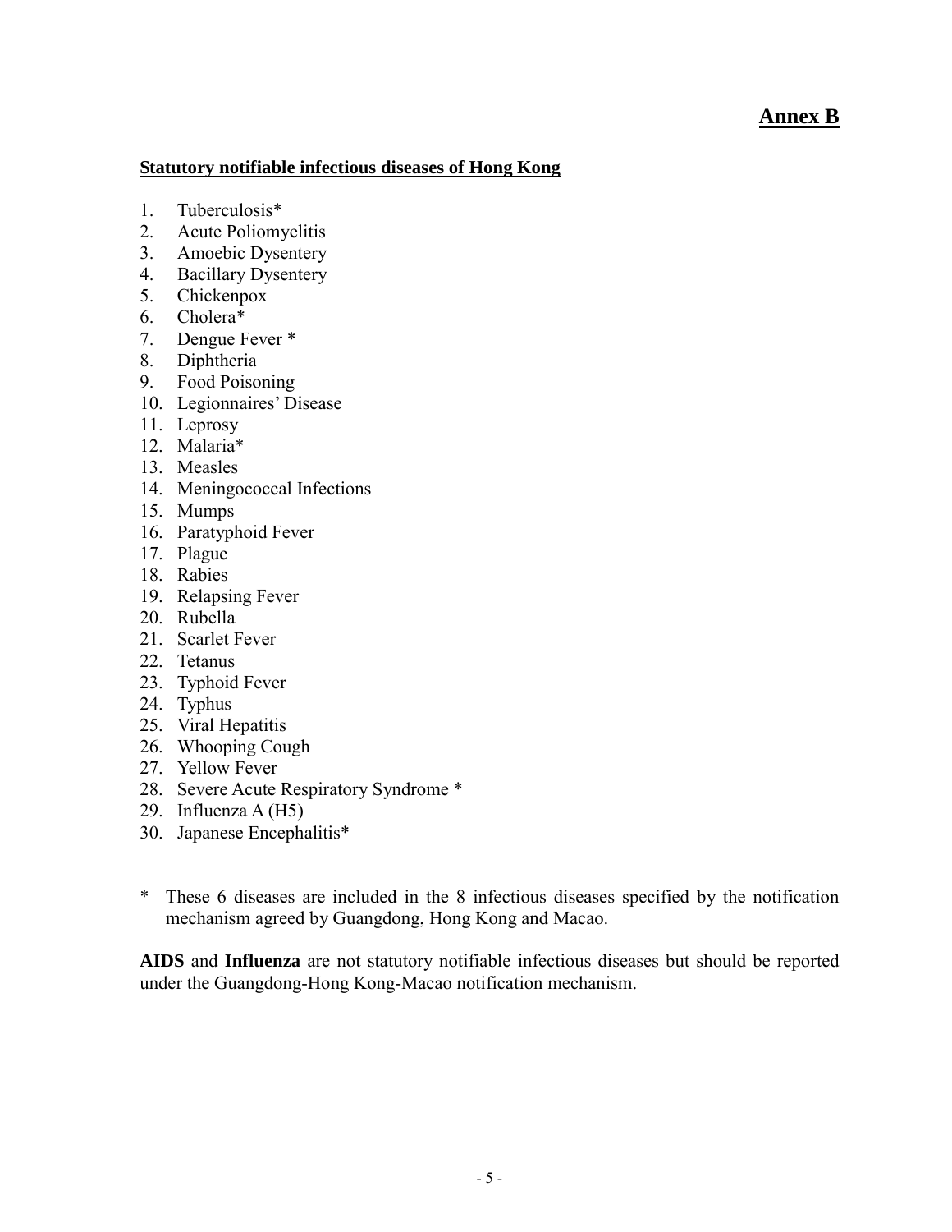# **Annex B**

## **Statutory notifiable infectious diseases of Hong Kong**

1. Tuberculosis*
2. Acute Poliomyelitis
3. Amoebic Dysentery
4. Bacillary Dysentery
5. Chickenpox
6. Cholera*
7. Dengue Fever *
8. Diphtheria
9. Food Poisoning
10. Legionnaires' Disease
11. Leprosy
12. Malaria*
13. Measles
14. Meningococcal Infections
15. Mumps
16. Paratyphoid Fever
17. Plague
18. Rabies
19. Relapsing Fever
20. Rubella
21. Scarlet Fever
22. Tetanus
23. Typhoid Fever
24. Typhus
25. Viral Hepatitis
26. Whooping Cough
27. Yellow Fever
28. Severe Acute Respiratory Syndrome *
29. Influenza A (H5)
30. Japanese Encephalitis*

\* These 6 diseases are included in the 8 infectious diseases specified by the notification mechanism agreed by Guangdong, Hong Kong and Macao.

**AIDS** and **Influenza** are not statutory notifiable infectious diseases but should be reported under the Guangdong-Hong Kong-Macao notification mechanism.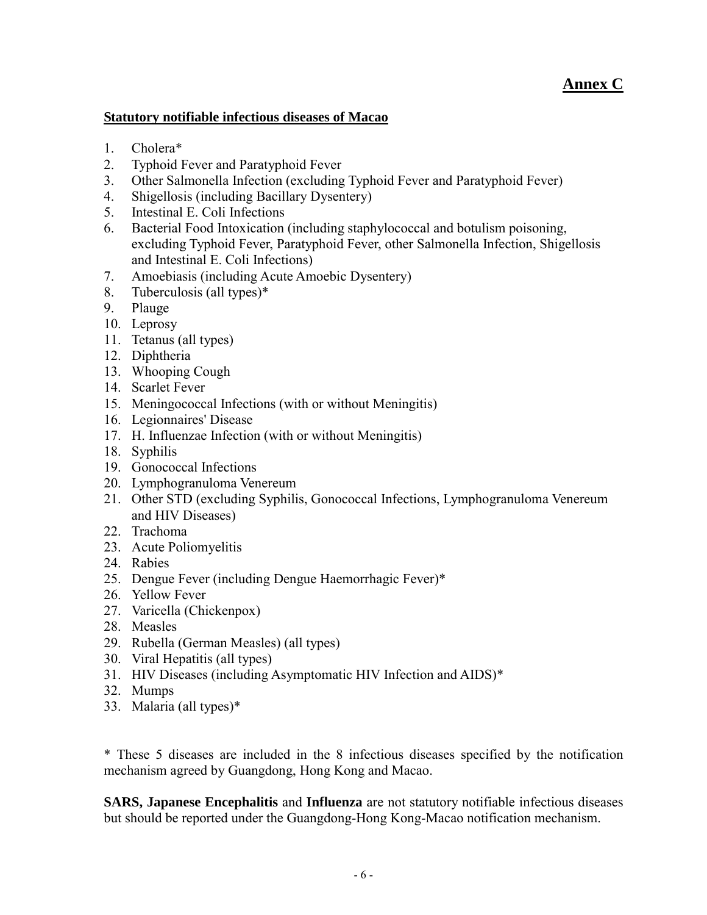# **Annex C**

**Statutory notifiable infectious diseases of Macao**

1. Cholera*
2. Typhoid Fever and Paratyphoid Fever
3. Other Salmonella Infection (excluding Typhoid Fever and Paratyphoid Fever)
4. Shigellosis (including Bacillary Dysentery)
5. Intestinal E. Coli Infections
6. Bacterial Food Intoxication (including staphylococcal and botulism poisoning, excluding Typhoid Fever, Paratyphoid Fever, other Salmonella Infection, Shigellosis and Intestinal E. Coli Infections)
7. Amoebiasis (including Acute Amoebic Dysentery)
8. Tuberculosis (all types)*
9. Plauge
10. Leprosy
11. Tetanus (all types)
12. Diphtheria
13. Whooping Cough
14. Scarlet Fever
15. Meningococcal Infections (with or without Meningitis)
16. Legionnaires' Disease
17. H. Influenzae Infection (with or without Meningitis)
18. Syphilis
19. Gonococcal Infections
20. Lymphogranuloma Venereum
21. Other STD (excluding Syphilis, Gonococcal Infections, Lymphogranuloma Venereum and HIV Diseases)
22. Trachoma
23. Acute Poliomyelitis
24. Rabies
25. Dengue Fever (including Dengue Haemorrhagic Fever)*
26. Yellow Fever
27. Varicella (Chickenpox)
28. Measles
29. Rubella (German Measles) (all types)
30. Viral Hepatitis (all types)
31. HIV Diseases (including Asymptomatic HIV Infection and AIDS)*
32. Mumps
33. Malaria (all types)*

\* These 5 diseases are included in the 8 infectious diseases specified by the notification mechanism agreed by Guangdong, Hong Kong and Macao.

**SARS, Japanese Encephalitis** and **Influenza** are not statutory notifiable infectious diseases but should be reported under the Guangdong-Hong Kong-Macao notification mechanism.